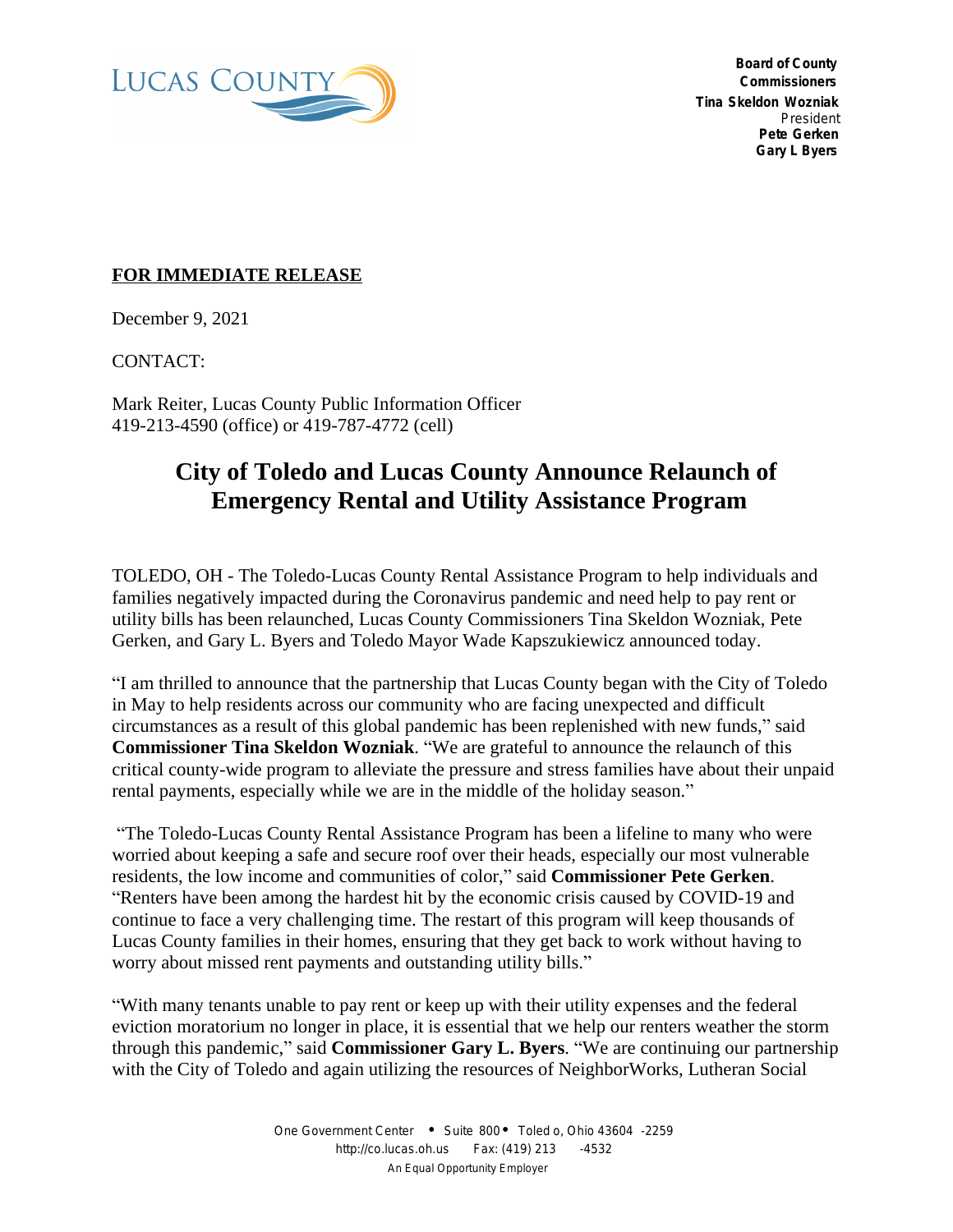LUCAS COUNTY

**Board of County Commissioners**
**Tina Skeldon Wozniak**
President
**Pete Gerken**
**Gary L Byers**

**FOR IMMEDIATE RELEASE**

December 9, 2021

CONTACT:

Mark Reiter, Lucas County Public Information Officer
419-213-4590 (office) or 419-787-4772 (cell)

# City of Toledo and Lucas County Announce Relaunch of Emergency Rental and Utility Assistance Program

TOLEDO, OH - The Toledo-Lucas County Rental Assistance Program to help individuals and families negatively impacted during the Coronavirus pandemic and need help to pay rent or utility bills has been relaunched, Lucas County Commissioners Tina Skeldon Wozniak, Pete Gerken, and Gary L. Byers and Toledo Mayor Wade Kapszukiewicz announced today.

"I am thrilled to announce that the partnership that Lucas County began with the City of Toledo in May to help residents across our community who are facing unexpected and difficult circumstances as a result of this global pandemic has been replenished with new funds," said **Commissioner Tina Skeldon Wozniak**. "We are grateful to announce the relaunch of this critical county-wide program to alleviate the pressure and stress families have about their unpaid rental payments, especially while we are in the middle of the holiday season."

"The Toledo-Lucas County Rental Assistance Program has been a lifeline to many who were worried about keeping a safe and secure roof over their heads, especially our most vulnerable residents, the low income and communities of color," said **Commissioner Pete Gerken**. "Renters have been among the hardest hit by the economic crisis caused by COVID-19 and continue to face a very challenging time. The restart of this program will keep thousands of Lucas County families in their homes, ensuring that they get back to work without having to worry about missed rent payments and outstanding utility bills."

"With many tenants unable to pay rent or keep up with their utility expenses and the federal eviction moratorium no longer in place, it is essential that we help our renters weather the storm through this pandemic," said **Commissioner Gary L. Byers**. "We are continuing our partnership with the City of Toledo and again utilizing the resources of NeighborWorks, Lutheran Social

One Government Center • Suite 800 • Toledo, Ohio 43604-2259
http://co.lucas.oh.us Fax: (419) 213-4532
An Equal Opportunity Employer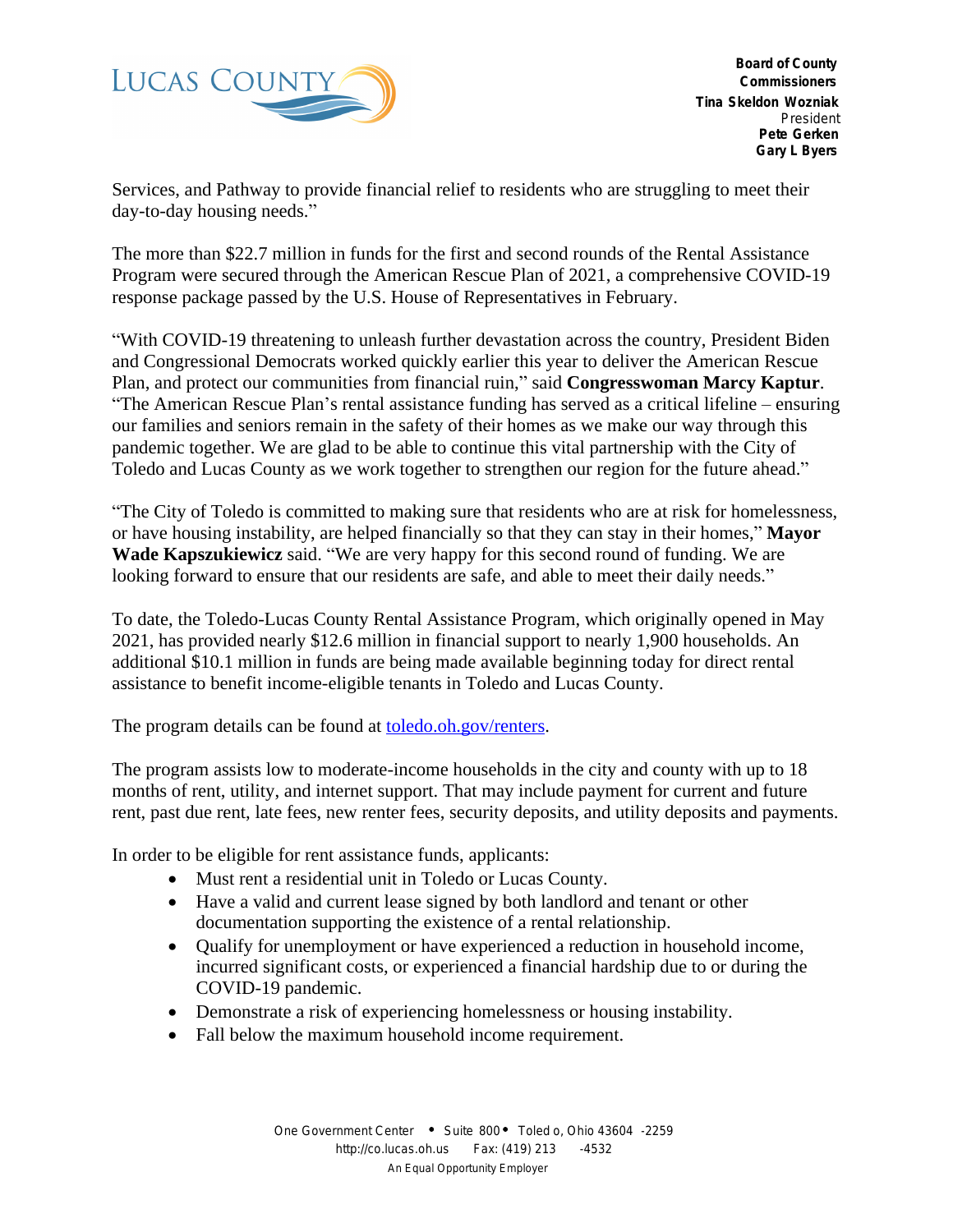Services, and Pathway to provide financial relief to residents who are struggling to meet their day-to-day housing needs."

The more than $22.7 million in funds for the first and second rounds of the Rental Assistance Program were secured through the American Rescue Plan of 2021, a comprehensive COVID-19 response package passed by the U.S. House of Representatives in February.

"With COVID-19 threatening to unleash further devastation across the country, President Biden and Congressional Democrats worked quickly earlier this year to deliver the American Rescue Plan, and protect our communities from financial ruin," said **Congresswoman Marcy Kaptur**. "The American Rescue Plan's rental assistance funding has served as a critical lifeline – ensuring our families and seniors remain in the safety of their homes as we make our way through this pandemic together. We are glad to be able to continue this vital partnership with the City of Toledo and Lucas County as we work together to strengthen our region for the future ahead."

"The City of Toledo is committed to making sure that residents who are at risk for homelessness, or have housing instability, are helped financially so that they can stay in their homes," **Mayor Wade Kapszukiewicz** said. "We are very happy for this second round of funding. We are looking forward to ensure that our residents are safe, and able to meet their daily needs."

To date, the Toledo-Lucas County Rental Assistance Program, which originally opened in May 2021, has provided nearly $12.6 million in financial support to nearly 1,900 households. An additional $10.1 million in funds are being made available beginning today for direct rental assistance to benefit income-eligible tenants in Toledo and Lucas County.

The program details can be found at [toledo.oh.gov/renters](toledo.oh.gov/renters).

The program assists low to moderate-income households in the city and county with up to 18 months of rent, utility, and internet support. That may include payment for current and future rent, past due rent, late fees, new renter fees, security deposits, and utility deposits and payments.

In order to be eligible for rent assistance funds, applicants:

- Must rent a residential unit in Toledo or Lucas County.
- Have a valid and current lease signed by both landlord and tenant or other documentation supporting the existence of a rental relationship.
- Qualify for unemployment or have experienced a reduction in household income, incurred significant costs, or experienced a financial hardship due to or during the COVID-19 pandemic.
- Demonstrate a risk of experiencing homelessness or housing instability.
- Fall below the maximum household income requirement.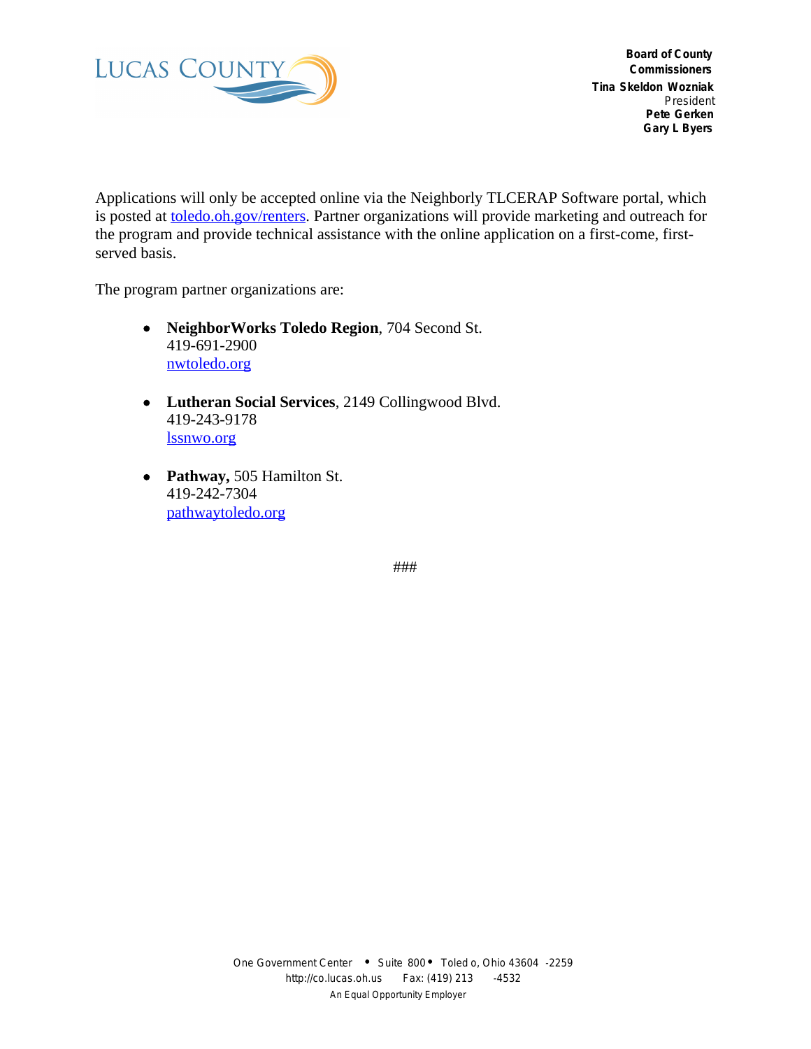LUCAS COUNTY

**Board of County Commissioners**
**Tina Skeldon Wozniak**
President
**Pete Gerken**
**Gary L Byers**

Applications will only be accepted online via the Neighborly TLCERAP Software portal, which is posted at toledo.oh.gov/renters. Partner organizations will provide marketing and outreach for the program and provide technical assistance with the online application on a first-come, first-served basis.

The program partner organizations are:

- **NeighborWorks Toledo Region**, 704 Second St.
  419-691-2900
  nwtoledo.org

- **Lutheran Social Services**, 2149 Collingwood Blvd.
  419-243-9178
  lssnwo.org

- **Pathway,** 505 Hamilton St.
  419-242-7304
  pathwaytoledo.org

###

One Government Center • Suite 800 • Toledo, Ohio 43604-2259
http://co.lucas.oh.us Fax: (419) 213-4532
An Equal Opportunity Employer